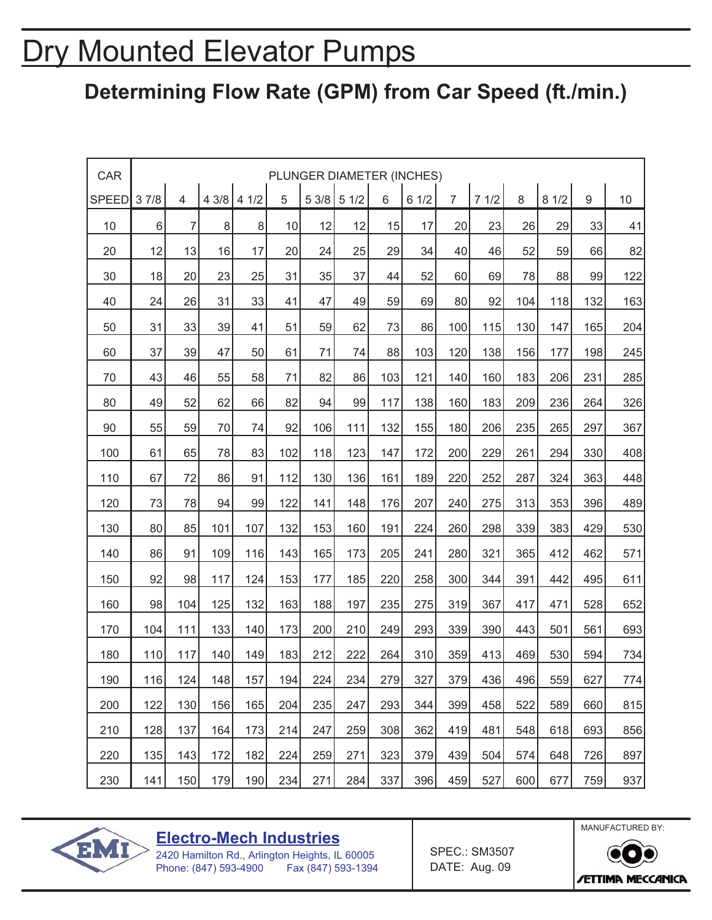# Dry Mounted Elevator Pumps

## Determining Flow Rate (GPM) from Car Speed (ft./min.)

| CAR | PLUNGER DIAMETER (INCHES) | | | | | | | | | | | | | | |
|---|---|---|---|---|---|---|---|---|---|---|---|---|---|---|---|
| SPEED | 3 7/8 | 4 | 4 3/8 | 4 1/2 | 5 | 5 3/8 | 5 1/2 | 6 | 6 1/2 | 7 | 7 1/2 | 8 | 8 1/2 | 9 | 10 |
| 10 | 6 | 7 | 8 | 8 | 10 | 12 | 12 | 15 | 17 | 20 | 23 | 26 | 29 | 33 | 41 |
| 20 | 12 | 13 | 16 | 17 | 20 | 24 | 25 | 29 | 34 | 40 | 46 | 52 | 59 | 66 | 82 |
| 30 | 18 | 20 | 23 | 25 | 31 | 35 | 37 | 44 | 52 | 60 | 69 | 78 | 88 | 99 | 122 |
| 40 | 24 | 26 | 31 | 33 | 41 | 47 | 49 | 59 | 69 | 80 | 92 | 104 | 118 | 132 | 163 |
| 50 | 31 | 33 | 39 | 41 | 51 | 59 | 62 | 73 | 86 | 100 | 115 | 130 | 147 | 165 | 204 |
| 60 | 37 | 39 | 47 | 50 | 61 | 71 | 74 | 88 | 103 | 120 | 138 | 156 | 177 | 198 | 245 |
| 70 | 43 | 46 | 55 | 58 | 71 | 82 | 86 | 103 | 121 | 140 | 160 | 183 | 206 | 231 | 285 |
| 80 | 49 | 52 | 62 | 66 | 82 | 94 | 99 | 117 | 138 | 160 | 183 | 209 | 236 | 264 | 326 |
| 90 | 55 | 59 | 70 | 74 | 92 | 106 | 111 | 132 | 155 | 180 | 206 | 235 | 265 | 297 | 367 |
| 100 | 61 | 65 | 78 | 83 | 102 | 118 | 123 | 147 | 172 | 200 | 229 | 261 | 294 | 330 | 408 |
| 110 | 67 | 72 | 86 | 91 | 112 | 130 | 136 | 161 | 189 | 220 | 252 | 287 | 324 | 363 | 448 |
| 120 | 73 | 78 | 94 | 99 | 122 | 141 | 148 | 176 | 207 | 240 | 275 | 313 | 353 | 396 | 489 |
| 130 | 80 | 85 | 101 | 107 | 132 | 153 | 160 | 191 | 224 | 260 | 298 | 339 | 383 | 429 | 530 |
| 140 | 86 | 91 | 109 | 116 | 143 | 165 | 173 | 205 | 241 | 280 | 321 | 365 | 412 | 462 | 571 |
| 150 | 92 | 98 | 117 | 124 | 153 | 177 | 185 | 220 | 258 | 300 | 344 | 391 | 442 | 495 | 611 |
| 160 | 98 | 104 | 125 | 132 | 163 | 188 | 197 | 235 | 275 | 319 | 367 | 417 | 471 | 528 | 652 |
| 170 | 104 | 111 | 133 | 140 | 173 | 200 | 210 | 249 | 293 | 339 | 390 | 443 | 501 | 561 | 693 |
| 180 | 110 | 117 | 140 | 149 | 183 | 212 | 222 | 264 | 310 | 359 | 413 | 469 | 530 | 594 | 734 |
| 190 | 116 | 124 | 148 | 157 | 194 | 224 | 234 | 279 | 327 | 379 | 436 | 496 | 559 | 627 | 774 |
| 200 | 122 | 130 | 156 | 165 | 204 | 235 | 247 | 293 | 344 | 399 | 458 | 522 | 589 | 660 | 815 |
| 210 | 128 | 137 | 164 | 173 | 214 | 247 | 259 | 308 | 362 | 419 | 481 | 548 | 618 | 693 | 856 |
| 220 | 135 | 143 | 172 | 182 | 224 | 259 | 271 | 323 | 379 | 439 | 504 | 574 | 648 | 726 | 897 |
| 230 | 141 | 150 | 179 | 190 | 234 | 271 | 284 | 337 | 396 | 459 | 527 | 600 | 677 | 759 | 937 |

**Electro-Mech Industries**
2420 Hamilton Rd., Arlington Heights, IL 60005
Phone: (847) 593-4900 Fax (847) 593-1394

SPEC.: SM3507
DATE: Aug. 09

MANUFACTURED BY:
SETTIMA MECCANICA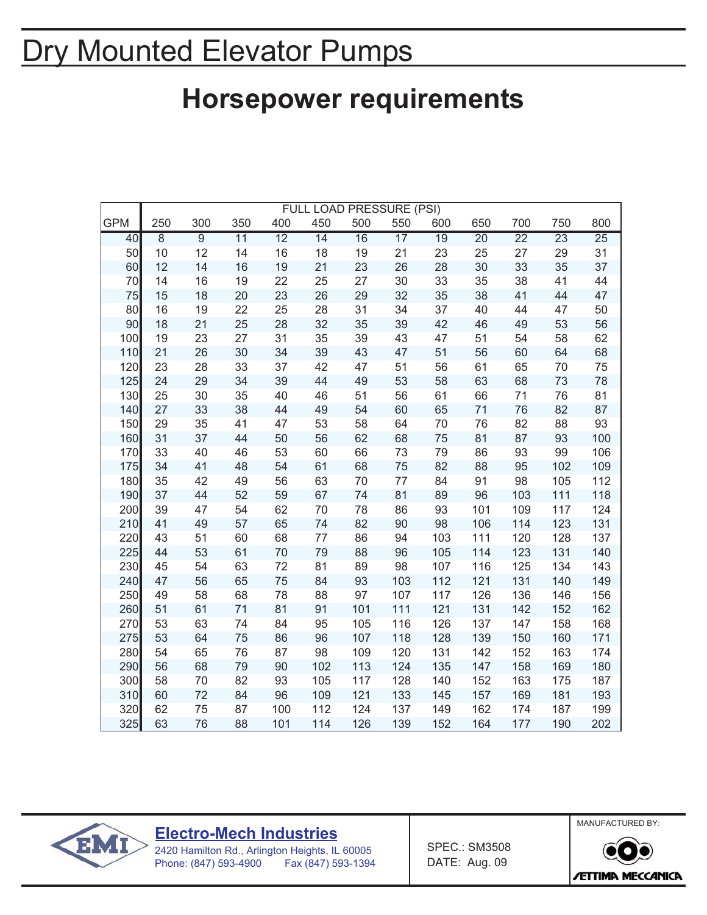# Dry Mounted Elevator Pumps

## Horsepower requirements

| | FULL LOAD PRESSURE (PSI) | | | | | | | | | | | |
|---|---|---|---|---|---|---|---|---|---|---|---|---|
| GPM | 250 | 300 | 350 | 400 | 450 | 500 | 550 | 600 | 650 | 700 | 750 | 800 |
| 40 | 8 | 9 | 11 | 12 | 14 | 16 | 17 | 19 | 20 | 22 | 23 | 25 |
| 50 | 10 | 12 | 14 | 16 | 18 | 19 | 21 | 23 | 25 | 27 | 29 | 31 |
| 60 | 12 | 14 | 16 | 19 | 21 | 23 | 26 | 28 | 30 | 33 | 35 | 37 |
| 70 | 14 | 16 | 19 | 22 | 25 | 27 | 30 | 33 | 35 | 38 | 41 | 44 |
| 75 | 15 | 18 | 20 | 23 | 26 | 29 | 32 | 35 | 38 | 41 | 44 | 47 |
| 80 | 16 | 19 | 22 | 25 | 28 | 31 | 34 | 37 | 40 | 44 | 47 | 50 |
| 90 | 18 | 21 | 25 | 28 | 32 | 35 | 39 | 42 | 46 | 49 | 53 | 56 |
| 100 | 19 | 23 | 27 | 31 | 35 | 39 | 43 | 47 | 51 | 54 | 58 | 62 |
| 110 | 21 | 26 | 30 | 34 | 39 | 43 | 47 | 51 | 56 | 60 | 64 | 68 |
| 120 | 23 | 28 | 33 | 37 | 42 | 47 | 51 | 56 | 61 | 65 | 70 | 75 |
| 125 | 24 | 29 | 34 | 39 | 44 | 49 | 53 | 58 | 63 | 68 | 73 | 78 |
| 130 | 25 | 30 | 35 | 40 | 46 | 51 | 56 | 61 | 66 | 71 | 76 | 81 |
| 140 | 27 | 33 | 38 | 44 | 49 | 54 | 60 | 65 | 71 | 76 | 82 | 87 |
| 150 | 29 | 35 | 41 | 47 | 53 | 58 | 64 | 70 | 76 | 82 | 88 | 93 |
| 160 | 31 | 37 | 44 | 50 | 56 | 62 | 68 | 75 | 81 | 87 | 93 | 100 |
| 170 | 33 | 40 | 46 | 53 | 60 | 66 | 73 | 79 | 86 | 93 | 99 | 106 |
| 175 | 34 | 41 | 48 | 54 | 61 | 68 | 75 | 82 | 88 | 95 | 102 | 109 |
| 180 | 35 | 42 | 49 | 56 | 63 | 70 | 77 | 84 | 91 | 98 | 105 | 112 |
| 190 | 37 | 44 | 52 | 59 | 67 | 74 | 81 | 89 | 96 | 103 | 111 | 118 |
| 200 | 39 | 47 | 54 | 62 | 70 | 78 | 86 | 93 | 101 | 109 | 117 | 124 |
| 210 | 41 | 49 | 57 | 65 | 74 | 82 | 90 | 98 | 106 | 114 | 123 | 131 |
| 220 | 43 | 51 | 60 | 68 | 77 | 86 | 94 | 103 | 111 | 120 | 128 | 137 |
| 225 | 44 | 53 | 61 | 70 | 79 | 88 | 96 | 105 | 114 | 123 | 131 | 140 |
| 230 | 45 | 54 | 63 | 72 | 81 | 89 | 98 | 107 | 116 | 125 | 134 | 143 |
| 240 | 47 | 56 | 65 | 75 | 84 | 93 | 103 | 112 | 121 | 131 | 140 | 149 |
| 250 | 49 | 58 | 68 | 78 | 88 | 97 | 107 | 117 | 126 | 136 | 146 | 156 |
| 260 | 51 | 61 | 71 | 81 | 91 | 101 | 111 | 121 | 131 | 142 | 152 | 162 |
| 270 | 53 | 63 | 74 | 84 | 95 | 105 | 116 | 126 | 137 | 147 | 158 | 168 |
| 275 | 53 | 64 | 75 | 86 | 96 | 107 | 118 | 128 | 139 | 150 | 160 | 171 |
| 280 | 54 | 65 | 76 | 87 | 98 | 109 | 120 | 131 | 142 | 152 | 163 | 174 |
| 290 | 56 | 68 | 79 | 90 | 102 | 113 | 124 | 135 | 147 | 158 | 169 | 180 |
| 300 | 58 | 70 | 82 | 93 | 105 | 117 | 128 | 140 | 152 | 163 | 175 | 187 |
| 310 | 60 | 72 | 84 | 96 | 109 | 121 | 133 | 145 | 157 | 169 | 181 | 193 |
| 320 | 62 | 75 | 87 | 100 | 112 | 124 | 137 | 149 | 162 | 174 | 187 | 199 |
| 325 | 63 | 76 | 88 | 101 | 114 | 126 | 139 | 152 | 164 | 177 | 190 | 202 |

**Electro-Mech Industries**
2420 Hamilton Rd., Arlington Heights, IL 60005
Phone: (847) 593-4900 Fax (847) 593-1394

SPEC.: SM3508
DATE: Aug. 09

MANUFACTURED BY:
SETTIMA MECCANICA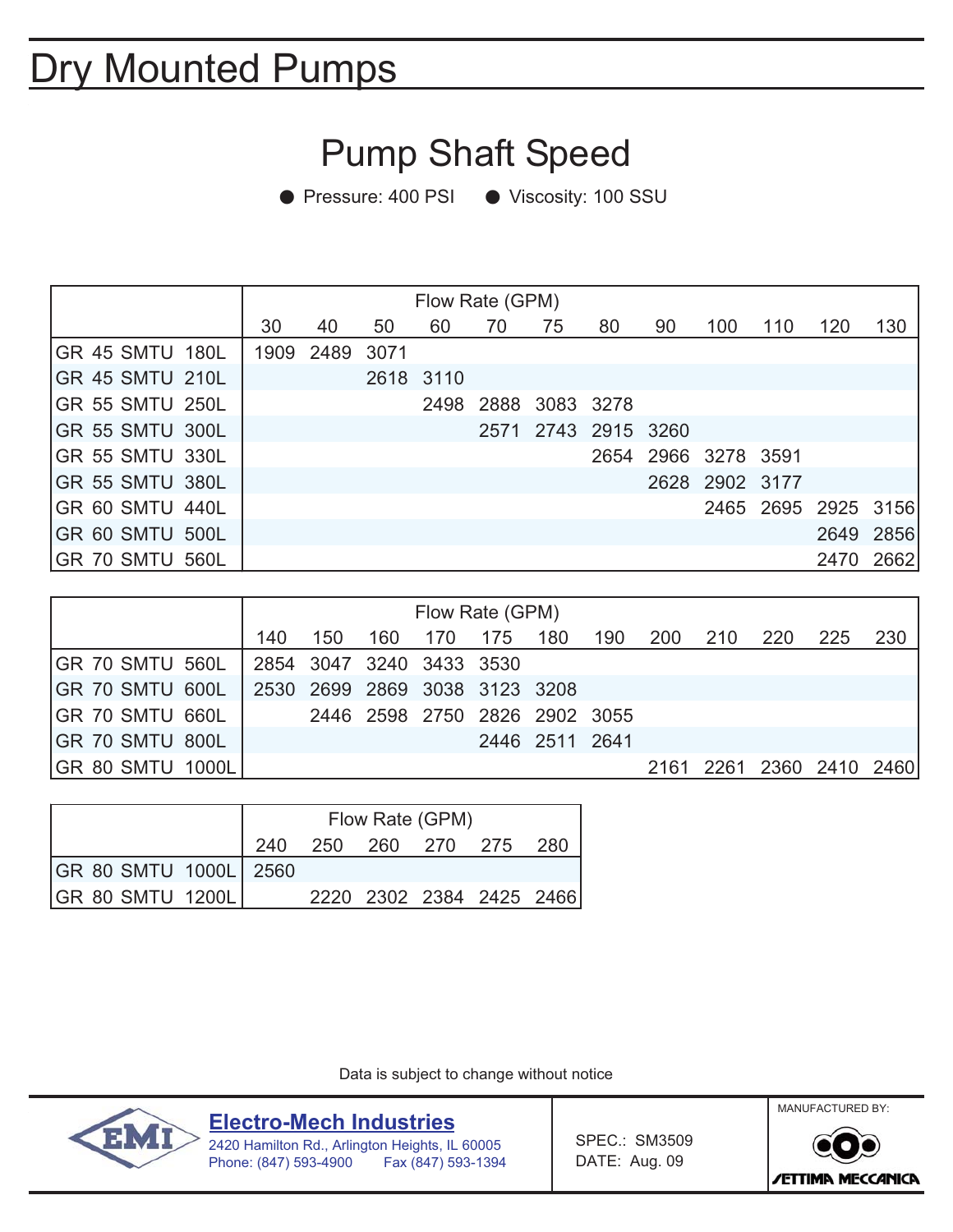# Dry Mounted Pumps

## Pump Shaft Speed

● Pressure: 400 PSI ● Viscosity: 100 SSU

| | Flow Rate (GPM) | | | | | | | | | | | |
|---|---|---|---|---|---|---|---|---|---|---|---|---|
| | 30 | 40 | 50 | 60 | 70 | 75 | 80 | 90 | 100 | 110 | 120 | 130 |
| GR 45 SMTU 180L | 1909 | 2489 | 3071 | | | | | | | | | |
| GR 45 SMTU 210L | | | 2618 | 3110 | | | | | | | | |
| GR 55 SMTU 250L | | | | 2498 | 2888 | 3083 | 3278 | | | | | |
| GR 55 SMTU 300L | | | | | 2571 | 2743 | 2915 | 3260 | | | | |
| GR 55 SMTU 330L | | | | | | | 2654 | 2966 | 3278 | 3591 | | |
| GR 55 SMTU 380L | | | | | | | | 2628 | 2902 | 3177 | | |
| GR 60 SMTU 440L | | | | | | | | | 2465 | 2695 | 2925 | 3156 |
| GR 60 SMTU 500L | | | | | | | | | | | 2649 | 2856 |
| GR 70 SMTU 560L | | | | | | | | | | | 2470 | 2662 |

| | Flow Rate (GPM) | | | | | | | | | | | |
|---|---|---|---|---|---|---|---|---|---|---|---|---|
| | 140 | 150 | 160 | 170 | 175 | 180 | 190 | 200 | 210 | 220 | 225 | 230 |
| GR 70 SMTU 560L | 2854 | 3047 | 3240 | 3433 | 3530 | | | | | | | |
| GR 70 SMTU 600L | 2530 | 2699 | 2869 | 3038 | 3123 | 3208 | | | | | | |
| GR 70 SMTU 660L | | 2446 | 2598 | 2750 | 2826 | 2902 | 3055 | | | | | |
| GR 70 SMTU 800L | | | | | 2446 | 2511 | 2641 | | | | | |
| GR 80 SMTU 1000L | | | | | | | | 2161 | 2261 | 2360 | 2410 | 2460 |

| | Flow Rate (GPM) | | | | | |
|---|---|---|---|---|---|---|
| | 240 | 250 | 260 | 270 | 275 | 280 |
| GR 80 SMTU 1000L | 2560 | | | | | |
| GR 80 SMTU 1200L | | 2220 | 2302 | 2384 | 2425 | 2466 |

Data is subject to change without notice

**Electro-Mech Industries**
2420 Hamilton Rd., Arlington Heights, IL 60005
Phone: (847) 593-4900 Fax (847) 593-1394

SPEC.: SM3509
DATE: Aug. 09

MANUFACTURED BY:
SETTIMA MECCANICA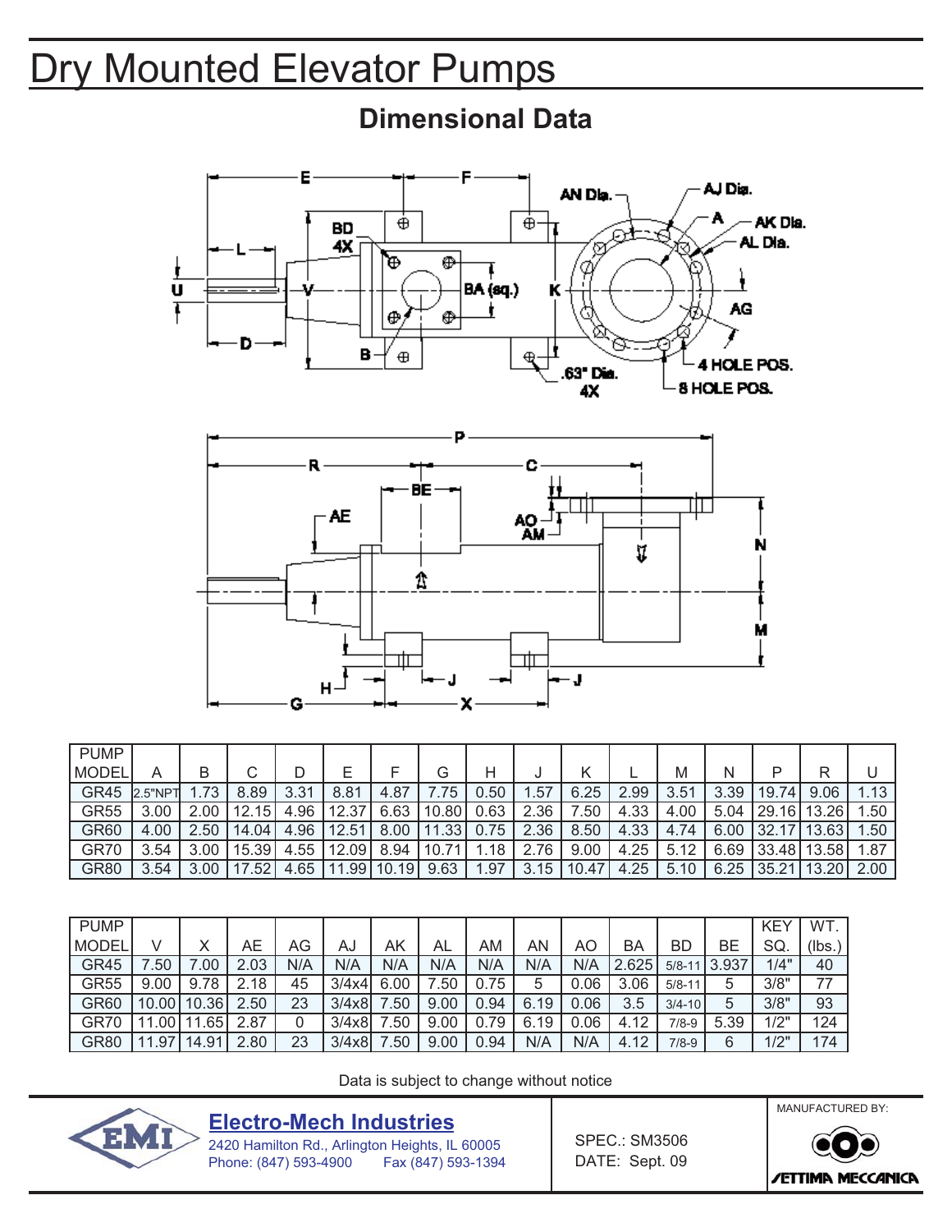# Dry Mounted Elevator Pumps

## Dimensional Data

E
F
AN Dia.
AJ Dia.
A
AK Dia.
AL Dia.
BD 4X
L
U
V
BA (sq.)
K
AG
D
B
.63" Dia. 4X
4 HOLE POS.
8 HOLE POS.
P
R
C
BE
AE
AO
AM
N
M
H
J
J
G
X

| PUMP MODEL | A | B | C | D | E | F | G | H | J | K | L | M | N | P | R | U |
|---|---|---|---|---|---|---|---|---|---|---|---|---|---|---|---|---|
| GR45 | 2.5"NPT | 1.73 | 8.89 | 3.31 | 8.81 | 4.87 | 7.75 | 0.50 | 1.57 | 6.25 | 2.99 | 3.51 | 3.39 | 19.74 | 9.06 | 1.13 |
| GR55 | 3.00 | 2.00 | 12.15 | 4.96 | 12.37 | 6.63 | 10.80 | 0.63 | 2.36 | 7.50 | 4.33 | 4.00 | 5.04 | 29.16 | 13.26 | 1.50 |
| GR60 | 4.00 | 2.50 | 14.04 | 4.96 | 12.51 | 8.00 | 11.33 | 0.75 | 2.36 | 8.50 | 4.33 | 4.74 | 6.00 | 32.17 | 13.63 | 1.50 |
| GR70 | 3.54 | 3.00 | 15.39 | 4.55 | 12.09 | 8.94 | 10.71 | 1.18 | 2.76 | 9.00 | 4.25 | 5.12 | 6.69 | 33.48 | 13.58 | 1.87 |
| GR80 | 3.54 | 3.00 | 17.52 | 4.65 | 11.99 | 10.19 | 9.63 | 1.97 | 3.15 | 10.47 | 4.25 | 5.10 | 6.25 | 35.21 | 13.20 | 2.00 |

| PUMP MODEL | V | X | AE | AG | AJ | AK | AL | AM | AN | AO | BA | BD | BE | KEY SQ. | WT. (lbs.) |
|---|---|---|---|---|---|---|---|---|---|---|---|---|---|---|---|
| GR45 | 7.50 | 7.00 | 2.03 | N/A | N/A | N/A | N/A | N/A | N/A | N/A | 2.625 | 5/8-11 | 3.937 | 1/4" | 40 |
| GR55 | 9.00 | 9.78 | 2.18 | 45 | 3/4x4 | 6.00 | 7.50 | 0.75 | 5 | 0.06 | 3.06 | 5/8-11 | 5 | 3/8" | 77 |
| GR60 | 10.00 | 10.36 | 2.50 | 23 | 3/4x8 | 7.50 | 9.00 | 0.94 | 6.19 | 0.06 | 3.5 | 3/4-10 | 5 | 3/8" | 93 |
| GR70 | 11.00 | 11.65 | 2.87 | 0 | 3/4x8 | 7.50 | 9.00 | 0.79 | 6.19 | 0.06 | 4.12 | 7/8-9 | 5.39 | 1/2" | 124 |
| GR80 | 11.97 | 14.91 | 2.80 | 23 | 3/4x8 | 7.50 | 9.00 | 0.94 | N/A | N/A | 4.12 | 7/8-9 | 6 | 1/2" | 174 |

Data is subject to change without notice

**Electro-Mech Industries**
2420 Hamilton Rd., Arlington Heights, IL 60005
Phone: (847) 593-4900 Fax (847) 593-1394

SPEC.: SM3506
DATE: Sept. 09

MANUFACTURED BY:
SETTIMA MECCANICA